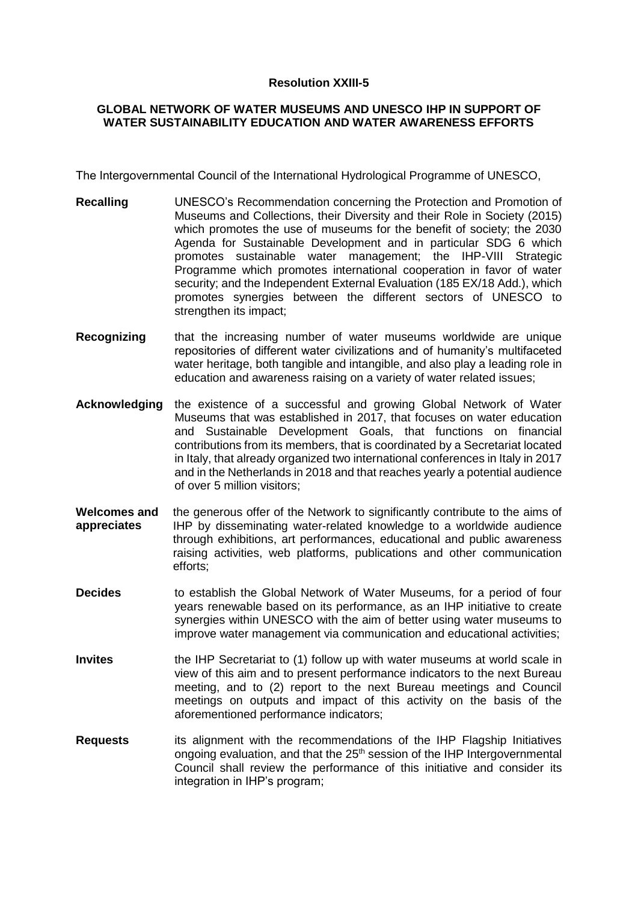**Resolution XXIII-5**

**GLOBAL NETWORK OF WATER MUSEUMS AND UNESCO IHP IN SUPPORT OF WATER SUSTAINABILITY EDUCATION AND WATER AWARENESS EFFORTS**

The Intergovernmental Council of the International Hydrological Programme of UNESCO,

**Recalling** UNESCO's Recommendation concerning the Protection and Promotion of Museums and Collections, their Diversity and their Role in Society (2015) which promotes the use of museums for the benefit of society; the 2030 Agenda for Sustainable Development and in particular SDG 6 which promotes sustainable water management; the IHP-VIII Strategic Programme which promotes international cooperation in favor of water security; and the Independent External Evaluation (185 EX/18 Add.), which promotes synergies between the different sectors of UNESCO to strengthen its impact;

**Recognizing** that the increasing number of water museums worldwide are unique repositories of different water civilizations and of humanity's multifaceted water heritage, both tangible and intangible, and also play a leading role in education and awareness raising on a variety of water related issues;

**Acknowledging** the existence of a successful and growing Global Network of Water Museums that was established in 2017, that focuses on water education and Sustainable Development Goals, that functions on financial contributions from its members, that is coordinated by a Secretariat located in Italy, that already organized two international conferences in Italy in 2017 and in the Netherlands in 2018 and that reaches yearly a potential audience of over 5 million visitors;

**Welcomes and appreciates** the generous offer of the Network to significantly contribute to the aims of IHP by disseminating water-related knowledge to a worldwide audience through exhibitions, art performances, educational and public awareness raising activities, web platforms, publications and other communication efforts;

**Decides** to establish the Global Network of Water Museums, for a period of four years renewable based on its performance, as an IHP initiative to create synergies within UNESCO with the aim of better using water museums to improve water management via communication and educational activities;

**Invites** the IHP Secretariat to (1) follow up with water museums at world scale in view of this aim and to present performance indicators to the next Bureau meeting, and to (2) report to the next Bureau meetings and Council meetings on outputs and impact of this activity on the basis of the aforementioned performance indicators;

**Requests** its alignment with the recommendations of the IHP Flagship Initiatives ongoing evaluation, and that the 25th session of the IHP Intergovernmental Council shall review the performance of this initiative and consider its integration in IHP's program;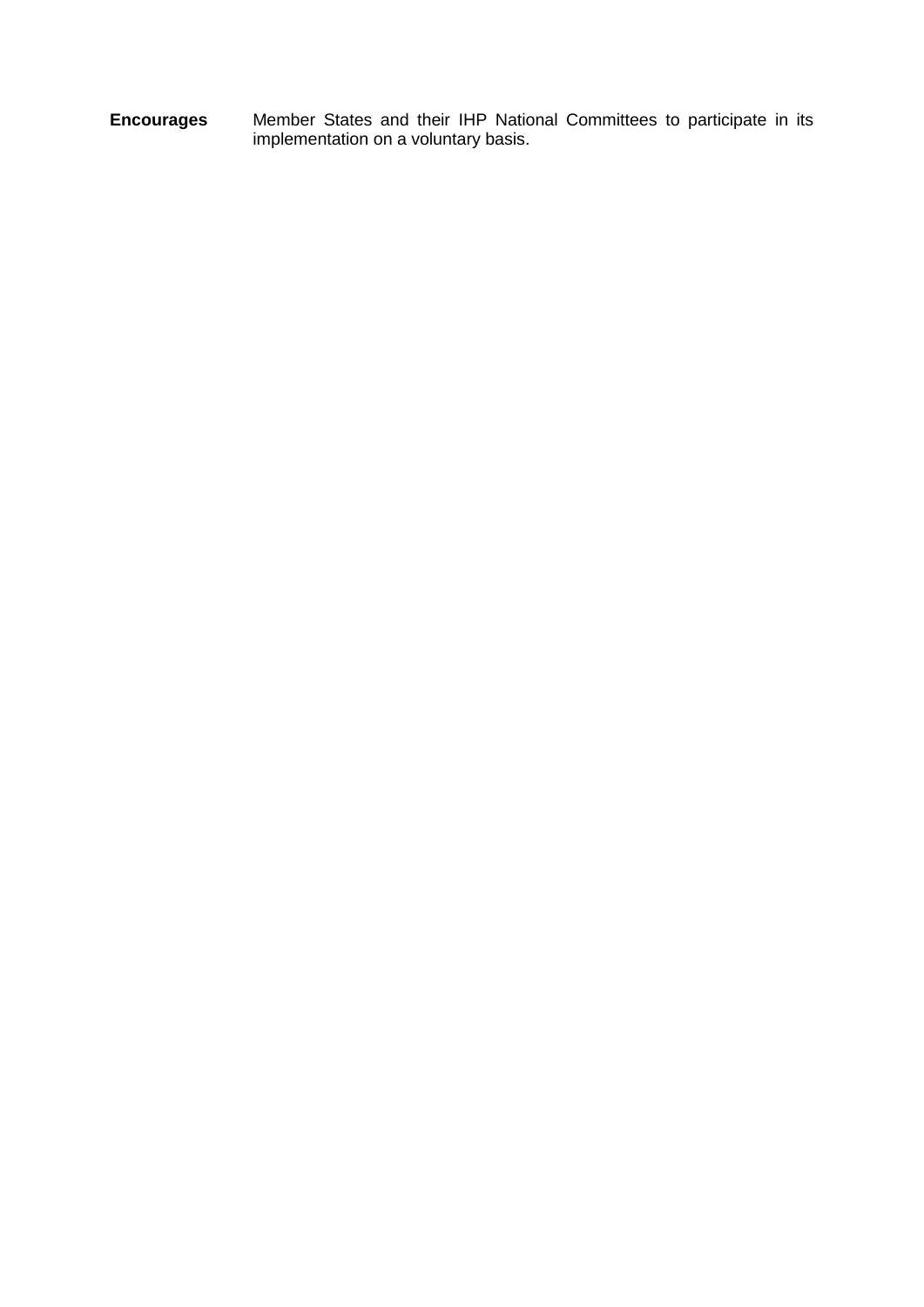**Encourages** Member States and their IHP National Committees to participate in its implementation on a voluntary basis.